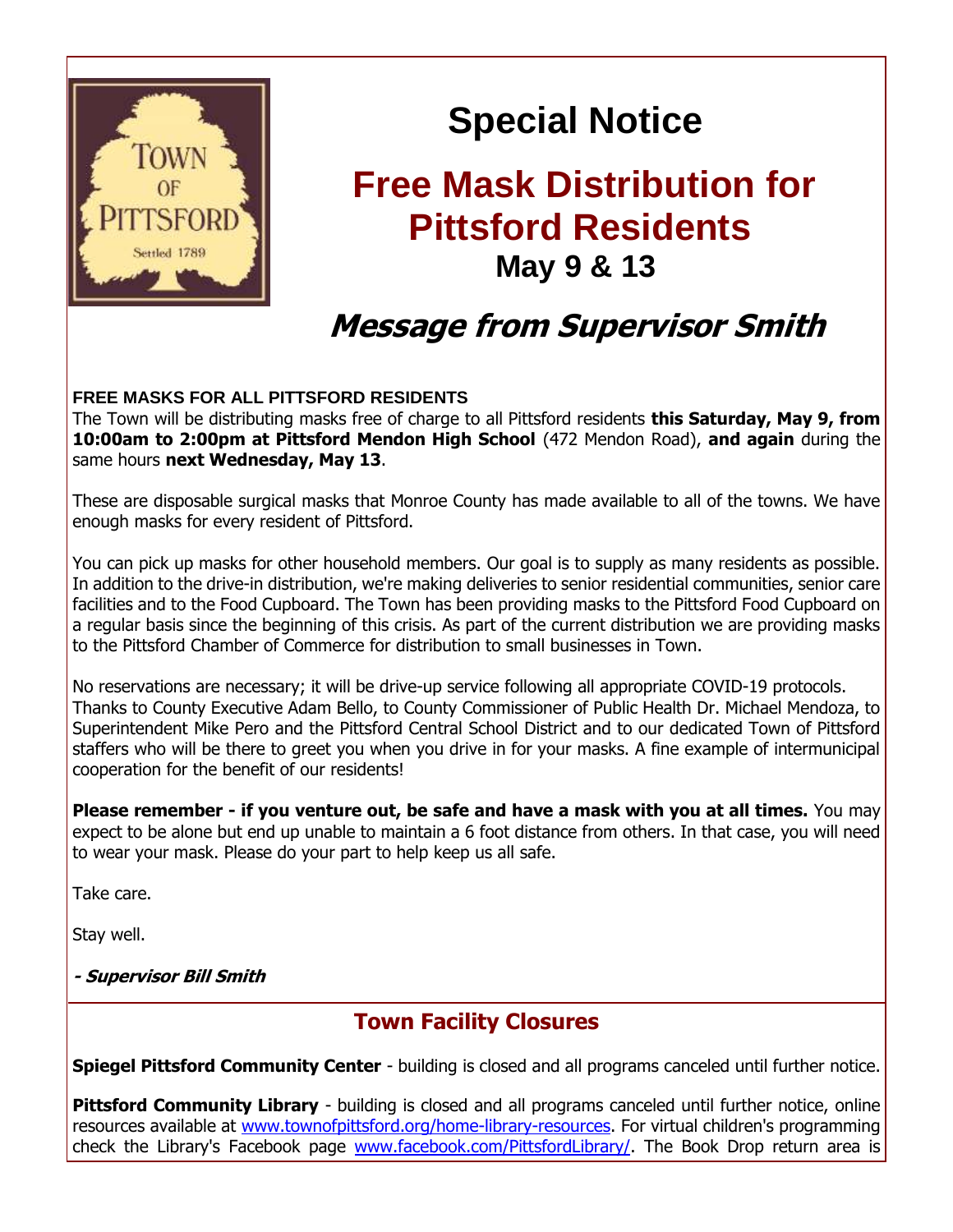# Special Notice

## Free Mass Distribution for Pittsford Residents

**May 9 & 13**

## *Message from Supervisor Smith*

**FREE MASKS FOR ALL PITTSFORD RESIDENTS**
The Town will be distributing masks free of charge to all Pittsford residents **this Saturday, May 9, from 10:00am to 2:00pm at Pittsford Mendon High School** (472 Mendon Road), **and again** during the same hours **next Wednesday, May 13**.

These are disposable surgical masks that Monroe County has made available to all of the towns. We have enough masks for every resident of Pittsford.

You can pick up masks for other household members. Our goal is to supply as many residents as possible. In addition to the drive-in distribution, we're making deliveries to senior residential communities, senior care facilities and to the Food Cupboard. The Town has been providing masks to the Pittsford Food Cupboard on a regular basis since the beginning of this crisis. As part of the current distribution we are providing masks to the Pittsford Chamber of Commerce for distribution to small businesses in Town.

No reservations are necessary; it will be drive-up service following all appropriate COVID-19 protocols. Thanks to County Executive Adam Bello, to County Commissioner of Public Health Dr. Michael Mendoza, to Superintendent Mike Pero and the Pittsford Central School District and to our dedicated Town of Pittsford staffers who will be there to greet you when you drive in for your masks. A fine example of intermunicipal cooperation for the benefit of our residents!

**Please remember - if you venture out, be safe and have a mask with you at all times.** You may expect to be alone but end up unable to maintain a 6 foot distance from others. In that case, you will need to wear your mask. Please do your part to help keep us all safe.

Take care.

Stay well.

***- Supervisor Bill Smith***

## Town Facility Closures

**Spiegel Pittsford Community Center** - building is closed and all programs canceled until further notice.

**Pittsford Community Library** - building is closed and all programs canceled until further notice, online resources available at www.townofpittsford.org/home-library-resources. For virtual children's programming check the Library's Facebook page www.facebook.com/PittsfordLibrary/. The Book Drop return area is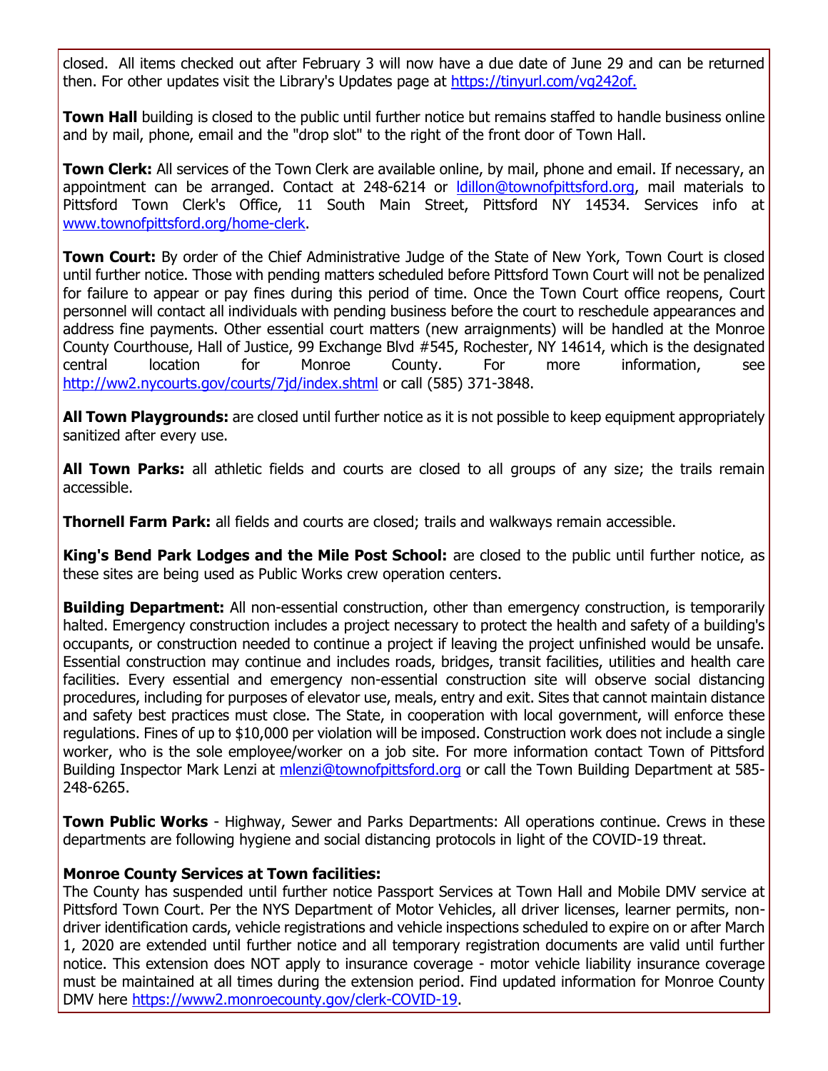closed. All items checked out after February 3 will now have a due date of June 29 and can be returned then. For other updates visit the Library's Updates page at https://tinyurl.com/vg242of.

**Town Hall** building is closed to the public until further notice but remains staffed to handle business online and by mail, phone, email and the "drop slot" to the right of the front door of Town Hall.

**Town Clerk:** All services of the Town Clerk are available online, by mail, phone and email. If necessary, an appointment can be arranged. Contact at 248-6214 or ldillon@townofpittsford.org, mail materials to Pittsford Town Clerk's Office, 11 South Main Street, Pittsford NY 14534. Services info at www.townofpittsford.org/home-clerk.

**Town Court:** By order of the Chief Administrative Judge of the State of New York, Town Court is closed until further notice. Those with pending matters scheduled before Pittsford Town Court will not be penalized for failure to appear or pay fines during this period of time. Once the Town Court office reopens, Court personnel will contact all individuals with pending business before the court to reschedule appearances and address fine payments. Other essential court matters (new arraignments) will be handled at the Monroe County Courthouse, Hall of Justice, 99 Exchange Blvd #545, Rochester, NY 14614, which is the designated central location for Monroe County. For more information, see http://ww2.nycourts.gov/courts/7jd/index.shtml or call (585) 371-3848.

**All Town Playgrounds:** are closed until further notice as it is not possible to keep equipment appropriately sanitized after every use.

**All Town Parks:** all athletic fields and courts are closed to all groups of any size; the trails remain accessible.

**Thornell Farm Park:** all fields and courts are closed; trails and walkways remain accessible.

**King's Bend Park Lodges and the Mile Post School:** are closed to the public until further notice, as these sites are being used as Public Works crew operation centers.

**Building Department:** All non-essential construction, other than emergency construction, is temporarily halted. Emergency construction includes a project necessary to protect the health and safety of a building's occupants, or construction needed to continue a project if leaving the project unfinished would be unsafe. Essential construction may continue and includes roads, bridges, transit facilities, utilities and health care facilities. Every essential and emergency non-essential construction site will observe social distancing procedures, including for purposes of elevator use, meals, entry and exit. Sites that cannot maintain distance and safety best practices must close. The State, in cooperation with local government, will enforce these regulations. Fines of up to $10,000 per violation will be imposed. Construction work does not include a single worker, who is the sole employee/worker on a job site. For more information contact Town of Pittsford Building Inspector Mark Lenzi at mlenzi@townofpittsford.org or call the Town Building Department at 585-248-6265.

**Town Public Works** - Highway, Sewer and Parks Departments: All operations continue. Crews in these departments are following hygiene and social distancing protocols in light of the COVID-19 threat.

**Monroe County Services at Town facilities:**
The County has suspended until further notice Passport Services at Town Hall and Mobile DMV service at Pittsford Town Court. Per the NYS Department of Motor Vehicles, all driver licenses, learner permits, non-driver identification cards, vehicle registrations and vehicle inspections scheduled to expire on or after March 1, 2020 are extended until further notice and all temporary registration documents are valid until further notice. This extension does NOT apply to insurance coverage - motor vehicle liability insurance coverage must be maintained at all times during the extension period. Find updated information for Monroe County DMV here https://www2.monroecounty.gov/clerk-COVID-19.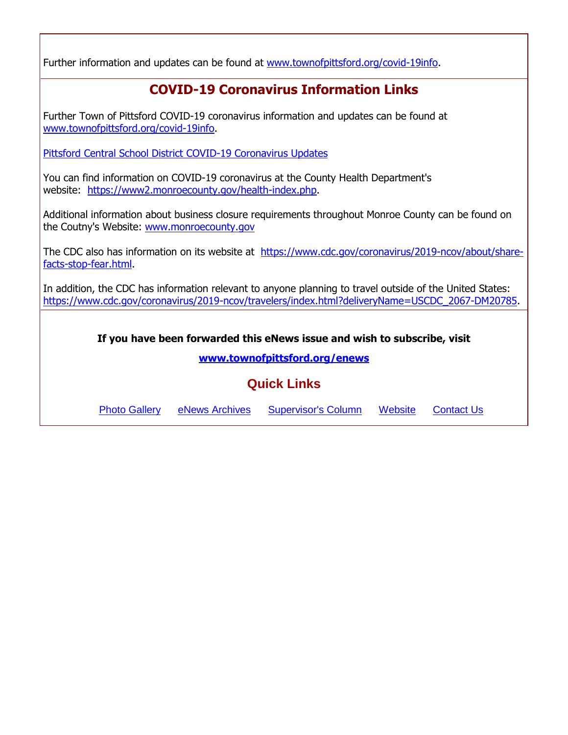Further information and updates can be found at www.townofpittsford.org/covid-19info.

## COVID-19 Coronavirus Information Links

Further Town of Pittsford COVID-19 coronavirus information and updates can be found at www.townofpittsford.org/covid-19info.

Pittsford Central School District COVID-19 Coronavirus Updates

You can find information on COVID-19 coronavirus at the County Health Department's website: https://www2.monroecounty.gov/health-index.php.

Additional information about business closure requirements throughout Monroe County can be found on the Coutny's Website: www.monroecounty.gov

The CDC also has information on its website at https://www.cdc.gov/coronavirus/2019-ncov/about/share-facts-stop-fear.html.

In addition, the CDC has information relevant to anyone planning to travel outside of the United States: https://www.cdc.gov/coronavirus/2019-ncov/travelers/index.html?deliveryName=USCDC_2067-DM20785.

**If you have been forwarded this eNews issue and wish to subscribe, visit**

**www.townofpittsford.org/enews**

## Quick Links

Photo Gallery    eNews Archives    Supervisor's Column    Website    Contact Us